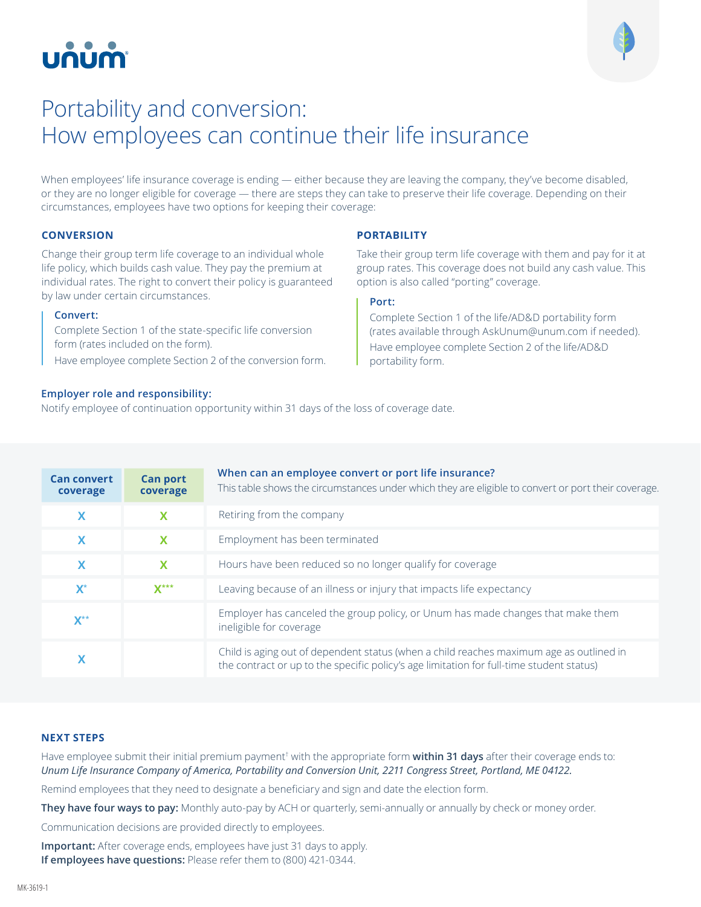# Portability and conversion: How employees can continue their life insurance

When employees' life insurance coverage is ending — either because they are leaving the company, they've become disabled, or they are no longer eligible for coverage — there are steps they can take to preserve their life coverage. Depending on their circumstances, employees have two options for keeping their coverage:

## CONVERSION

Change their group term life coverage to an individual whole life policy, which builds cash value. They pay the premium at individual rates. The right to convert their policy is guaranteed by law under certain circumstances.

**Convert:**

Complete Section 1 of the state-specific life conversion form (rates included on the form).

Have employee complete Section 2 of the conversion form.

## PORTABILITY

Take their group term life coverage with them and pay for it at group rates. This coverage does not build any cash value. This option is also called "porting" coverage.

**Port:**

Complete Section 1 of the life/AD&D portability form (rates available through AskUnum@unum.com if needed).

Have employee complete Section 2 of the life/AD&D portability form.

**Employer role and responsibility:**

Notify employee of continuation opportunity within 31 days of the loss of coverage date.

| Can convert coverage | Can port coverage | **When can an employee convert or port life insurance?** This table shows the circumstances under which they are eligible to convert or port their coverage. |
|---|---|---|
| X | X | Retiring from the company |
| X | X | Employment has been terminated |
| X | X | Hours have been reduced so no longer qualify for coverage |
| X* | X*** | Leaving because of an illness or injury that impacts life expectancy |
| X** | | Employer has canceled the group policy, or Unum has made changes that make them ineligible for coverage |
| X | | Child is aging out of dependent status (when a child reaches maximum age as outlined in the contract or up to the specific policy's age limitation for full-time student status) |

## NEXT STEPS

Have employee submit their initial premium payment† with the appropriate form **within 31 days** after their coverage ends to: *Unum Life Insurance Company of America, Portability and Conversion Unit, 2211 Congress Street, Portland, ME 04122.*

Remind employees that they need to designate a beneficiary and sign and date the election form.

**They have four ways to pay:** Monthly auto-pay by ACH or quarterly, semi-annually or annually by check or money order.

Communication decisions are provided directly to employees.

**Important:** After coverage ends, employees have just 31 days to apply.
**If employees have questions:** Please refer them to (800) 421-0344.

MK-3619-1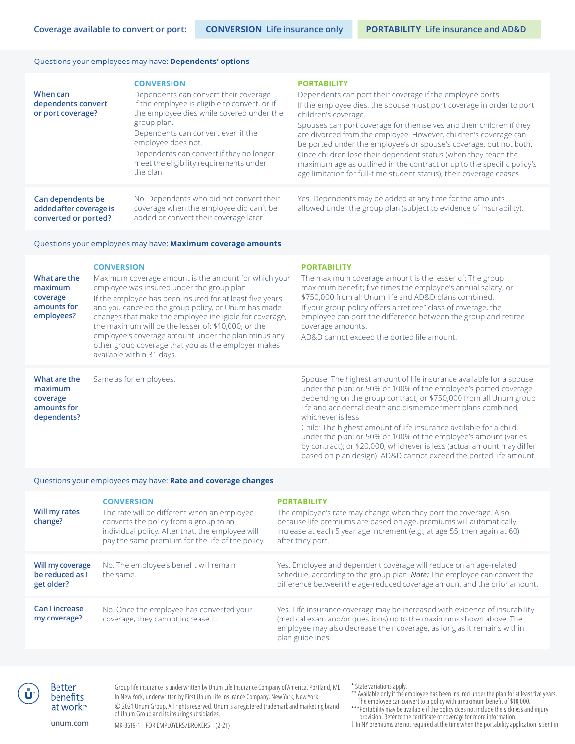Coverage available to convert or port: **CONVERSION** Life insurance only | **PORTABILITY** Life insurance and AD&D

Questions your employees may have: **Dependents' options**

| | CONVERSION | PORTABILITY |
|---|---|---|
| **When can dependents convert or port coverage?** | Dependents can convert their coverage if the employee is eligible to convert, or if the employee dies while covered under the group plan. Dependents can convert even if the employee does not. Dependents can convert if they no longer meet the eligibility requirements under the plan. | Dependents can port their coverage if the employee ports. If the employee dies, the spouse must port coverage in order to port children's coverage. Spouses can port coverage for themselves and their children if they are divorced from the employee. However, children's coverage can be ported under the employee's or spouse's coverage, but not both. Once children lose their dependent status (when they reach the maximum age as outlined in the contract or up to the specific policy's age limitation for full-time student status), their coverage ceases. |
| **Can dependents be added after coverage is converted or ported?** | No. Dependents who did not convert their coverage when the employee did can't be added or convert their coverage later. | Yes. Dependents may be added at any time for the amounts allowed under the group plan (subject to evidence of insurability). |

Questions your employees may have: **Maximum coverage amounts**

| | CONVERSION | PORTABILITY |
|---|---|---|
| **What are the maximum coverage amounts for employees?** | Maximum coverage amount is the amount for which your employee was insured under the group plan. If the employee has been insured for at least five years and you canceled the group policy, or Unum has made changes that make the employee ineligible for coverage, the maximum will be the lesser of: $10,000; or the employee's coverage amount under the plan minus any other group coverage that you as the employer makes available within 31 days. | The maximum coverage amount is the lesser of: The group maximum benefit; five times the employee's annual salary; or $750,000 from all Unum life and AD&D plans combined. If your group policy offers a "retiree" class of coverage, the employee can port the difference between the group and retiree coverage amounts. AD&D cannot exceed the ported life amount. |
| **What are the maximum coverage amounts for dependents?** | Same as for employees. | Spouse: The highest amount of life insurance available for a spouse under the plan; or 50% or 100% of the employee's ported coverage depending on the group contract; or $750,000 from all Unum group life and accidental death and dismemberment plans combined, whichever is less. Child: The highest amount of life insurance available for a child under the plan; or 50% or 100% of the employee's amount (varies by contract); or $20,000, whichever is less (actual amount may differ based on plan design). AD&D cannot exceed the ported life amount. |

Questions your employees may have: **Rate and coverage changes**

| | CONVERSION | PORTABILITY |
|---|---|---|
| **Will my rates change?** | The rate will be different when an employee converts the policy from a group to an individual policy. After that, the employee will pay the same premium for the life of the policy. | The employee's rate may change when they port the coverage. Also, because life premiums are based on age, premiums will automatically increase at each 5 year age increment (e.g., at age 55, then again at 60) after they port. |
| **Will my coverage be reduced as I get older?** | No. The employee's benefit will remain the same. | Yes. Employee and dependent coverage will reduce on an age-related schedule, according to the group plan. *Note:* The employee can convert the difference between the age-reduced coverage amount and the prior amount. |
| **Can I increase my coverage?** | No. Once the employee has converted your coverage, they cannot increase it. | Yes. Life insurance coverage may be increased with evidence of insurability (medical exam and/or questions) up to the maximums shown above. The employee may also decrease their coverage, as long as it remains within plan guidelines. |

Better benefits at work.™

unum.com

Group life insurance is underwritten by Unum Life Insurance Company of America, Portland, ME
In New York, underwritten by First Unum Life Insurance Company, New York, New York
© 2021 Unum Group. All rights reserved. Unum is a registered trademark and marketing brand of Unum Group and its insuring subsidiaries.

MK-3619-1 FOR EMPLOYERS/BROKERS (2-21)

\* State variations apply.
\*\* Available only if the employee has been insured under the plan for at least five years. The employee can convert to a policy with a maximum benefit of $10,000.
\*\*\*Portability may be available if the policy does not include the sickness and injury provision. Refer to the certificate of coverage for more information.
† In NY premiums are not required at the time when the portability application is sent in.